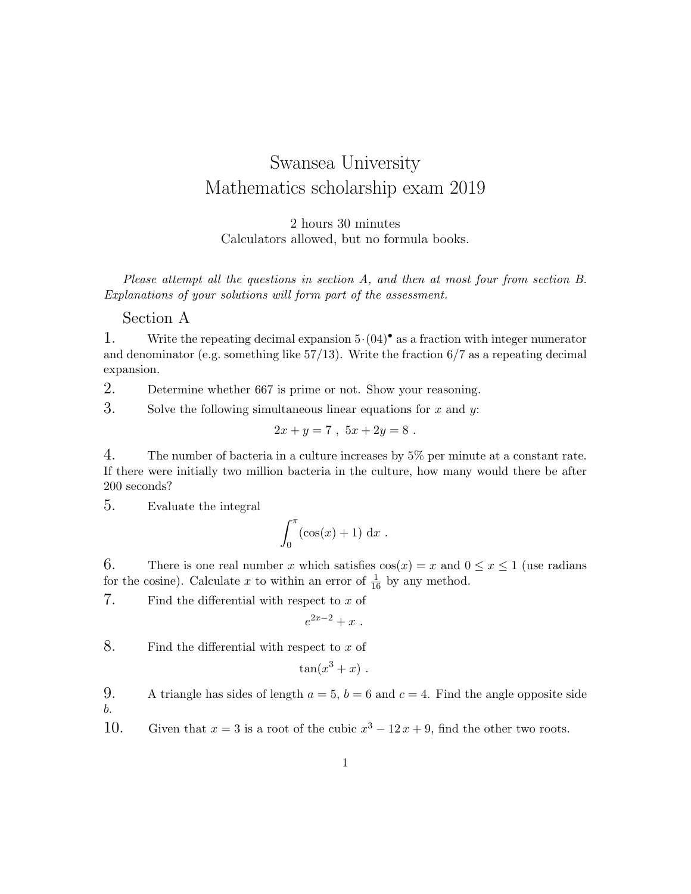# Swansea University
# Mathematics scholarship exam 2019

2 hours 30 minutes
Calculators allowed, but no formula books.

*Please attempt all the questions in section A, and then at most four from section B. Explanations of your solutions will form part of the assessment.*

## Section A

**1.** Write the repeating decimal expansion $5{\cdot}(04)^{\bullet}$ as a fraction with integer numerator and denominator (e.g. something like 57/13). Write the fraction 6/7 as a repeating decimal expansion.

**2.** Determine whether 667 is prime or not. Show your reasoning.

**3.** Solve the following simultaneous linear equations for $x$ and $y$:

$$2x + y = 7 \ , \ 5x + 2y = 8 \ .$$

**4.** The number of bacteria in a culture increases by 5% per minute at a constant rate. If there were initially two million bacteria in the culture, how many would there be after 200 seconds?

**5.** Evaluate the integral

$$\int_0^{\pi} (\cos(x) + 1) \ \mathrm{d}x \ .$$

**6.** There is one real number $x$ which satisfies $\cos(x) = x$ and $0 \le x \le 1$ (use radians for the cosine). Calculate $x$ to within an error of $\frac{1}{16}$ by any method.

**7.** Find the differential with respect to $x$ of

$$e^{2x-2} + x \ .$$

**8.** Find the differential with respect to $x$ of

$$\tan(x^3 + x) \ .$$

**9.** A triangle has sides of length $a = 5$, $b = 6$ and $c = 4$. Find the angle opposite side $b$.

**10.** Given that $x = 3$ is a root of the cubic $x^3 - 12\,x + 9$, find the other two roots.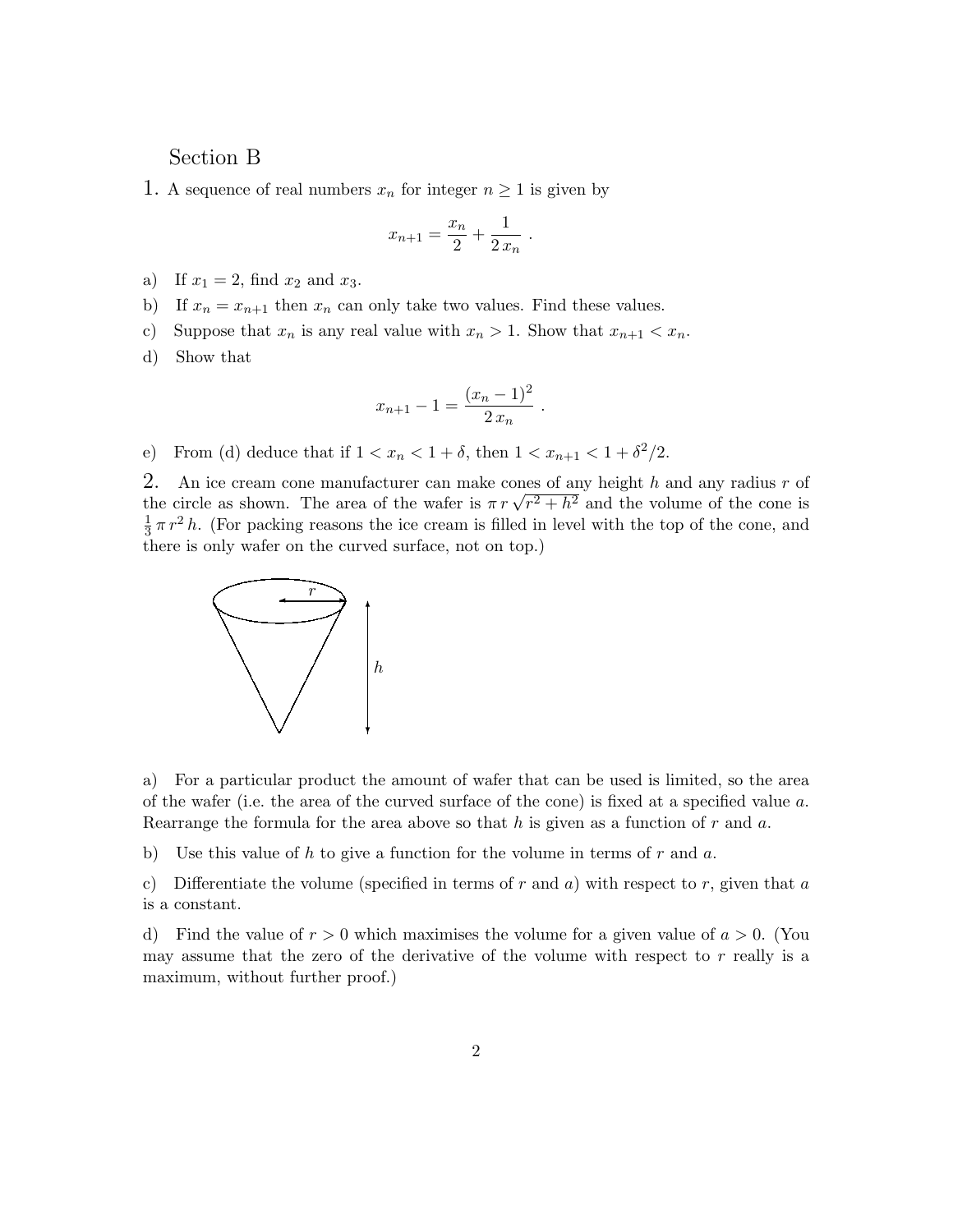## Section B

**1.** A sequence of real numbers $x_n$ for integer $n \geq 1$ is given by

$$x_{n+1} = \frac{x_n}{2} + \frac{1}{2\,x_n} \ .$$

a) If $x_1 = 2$, find $x_2$ and $x_3$.

b) If $x_n = x_{n+1}$ then $x_n$ can only take two values. Find these values.

c) Suppose that $x_n$ is any real value with $x_n > 1$. Show that $x_{n+1} < x_n$.

d) Show that

$$x_{n+1} - 1 = \frac{(x_n - 1)^2}{2\,x_n} \ .$$

e) From (d) deduce that if $1 < x_n < 1 + \delta$, then $1 < x_{n+1} < 1 + \delta^2/2$.

**2.** An ice cream cone manufacturer can make cones of any height $h$ and any radius $r$ of the circle as shown. The area of the wafer is $\pi\,r\,\sqrt{r^2 + h^2}$ and the volume of the cone is $\frac{1}{3}\,\pi\,r^2\,h$. (For packing reasons the ice cream is filled in level with the top of the cone, and there is only wafer on the curved surface, not on top.)

a) For a particular product the amount of wafer that can be used is limited, so the area of the wafer (i.e. the area of the curved surface of the cone) is fixed at a specified value $a$. Rearrange the formula for the area above so that $h$ is given as a function of $r$ and $a$.

b) Use this value of $h$ to give a function for the volume in terms of $r$ and $a$.

c) Differentiate the volume (specified in terms of $r$ and $a$) with respect to $r$, given that $a$ is a constant.

d) Find the value of $r > 0$ which maximises the volume for a given value of $a > 0$. (You may assume that the zero of the derivative of the volume with respect to $r$ really is a maximum, without further proof.)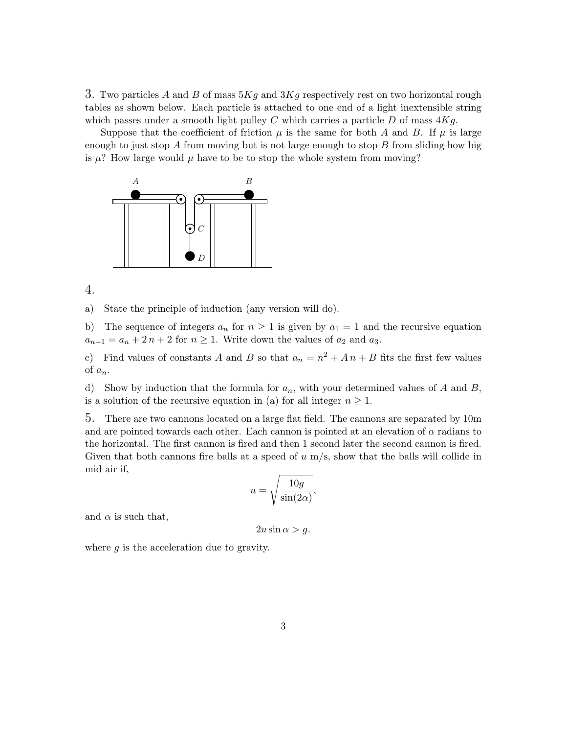3. Two particles $A$ and $B$ of mass $5Kg$ and $3Kg$ respectively rest on two horizontal rough tables as shown below. Each particle is attached to one end of a light inextensible string which passes under a smooth light pulley $C$ which carries a particle $D$ of mass $4Kg$.

Suppose that the coefficient of friction $\mu$ is the same for both $A$ and $B$. If $\mu$ is large enough to just stop $A$ from moving but is not large enough to stop $B$ from sliding how big is $\mu$? How large would $\mu$ have to be to stop the whole system from moving?

4.

a) State the principle of induction (any version will do).

b) The sequence of integers $a_n$ for $n \geq 1$ is given by $a_1 = 1$ and the recursive equation $a_{n+1} = a_n + 2\,n + 2$ for $n \geq 1$. Write down the values of $a_2$ and $a_3$.

c) Find values of constants $A$ and $B$ so that $a_n = n^2 + A\,n + B$ fits the first few values of $a_n$.

d) Show by induction that the formula for $a_n$, with your determined values of $A$ and $B$, is a solution of the recursive equation in (a) for all integer $n \geq 1$.

5. There are two cannons located on a large flat field. The cannons are separated by 10m and are pointed towards each other. Each cannon is pointed at an elevation of $\alpha$ radians to the horizontal. The first cannon is fired and then 1 second later the second cannon is fired. Given that both cannons fire balls at a speed of $u$ m/s, show that the balls will collide in mid air if,

$$u = \sqrt{\frac{10g}{\sin(2\alpha)}},$$

and $\alpha$ is such that,

$$2u\sin\alpha > g.$$

where $g$ is the acceleration due to gravity.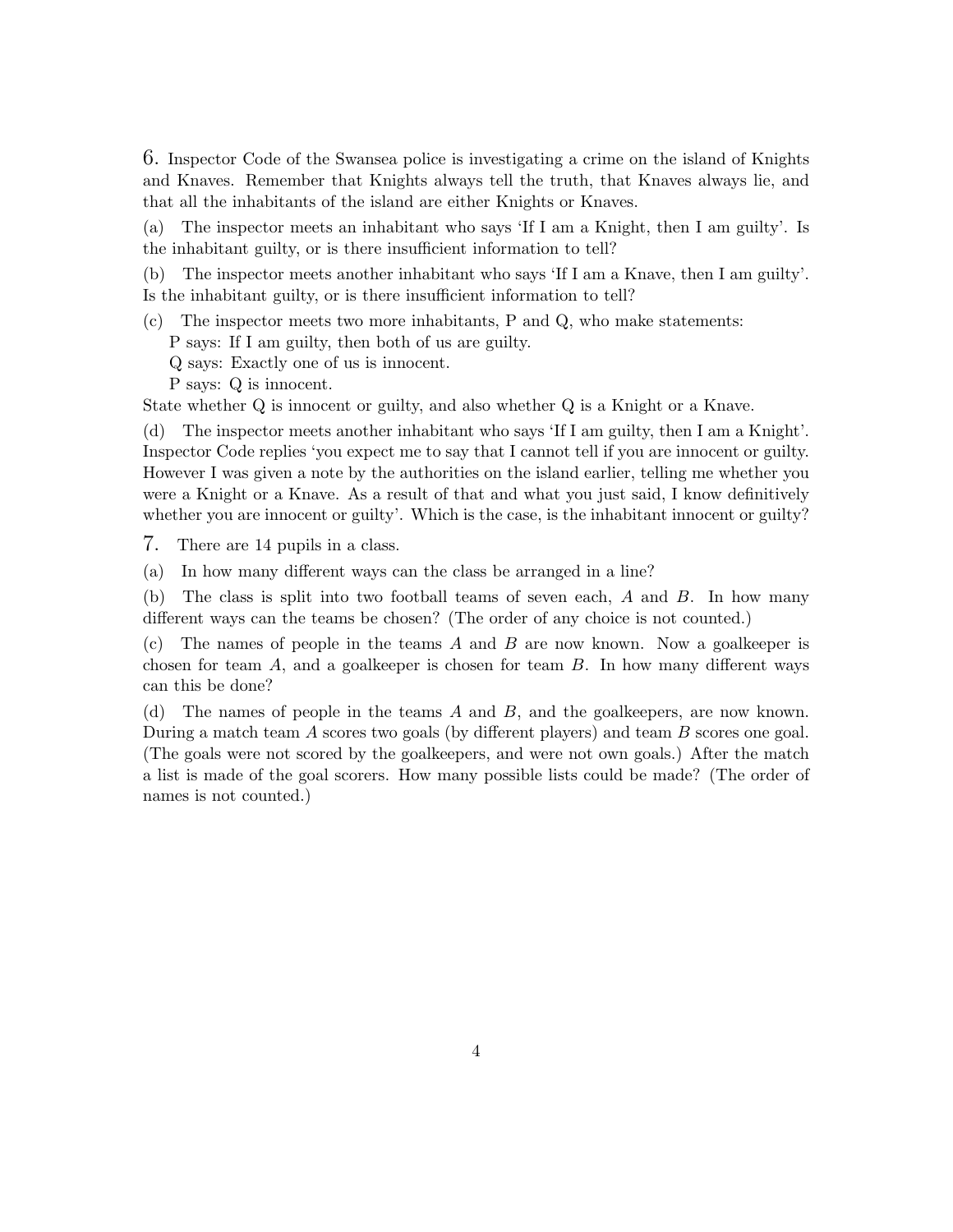6. Inspector Code of the Swansea police is investigating a crime on the island of Knights and Knaves. Remember that Knights always tell the truth, that Knaves always lie, and that all the inhabitants of the island are either Knights or Knaves.

(a) The inspector meets an inhabitant who says 'If I am a Knight, then I am guilty'. Is the inhabitant guilty, or is there insufficient information to tell?

(b) The inspector meets another inhabitant who says 'If I am a Knave, then I am guilty'. Is the inhabitant guilty, or is there insufficient information to tell?

(c) The inspector meets two more inhabitants, P and Q, who make statements:

P says: If I am guilty, then both of us are guilty.

Q says: Exactly one of us is innocent.

P says: Q is innocent.

State whether Q is innocent or guilty, and also whether Q is a Knight or a Knave.

(d) The inspector meets another inhabitant who says 'If I am guilty, then I am a Knight'. Inspector Code replies 'you expect me to say that I cannot tell if you are innocent or guilty. However I was given a note by the authorities on the island earlier, telling me whether you were a Knight or a Knave. As a result of that and what you just said, I know definitively whether you are innocent or guilty'. Which is the case, is the inhabitant innocent or guilty?

7. There are 14 pupils in a class.

(a) In how many different ways can the class be arranged in a line?

(b) The class is split into two football teams of seven each, $A$ and $B$. In how many different ways can the teams be chosen? (The order of any choice is not counted.)

(c) The names of people in the teams $A$ and $B$ are now known. Now a goalkeeper is chosen for team $A$, and a goalkeeper is chosen for team $B$. In how many different ways can this be done?

(d) The names of people in the teams $A$ and $B$, and the goalkeepers, are now known. During a match team $A$ scores two goals (by different players) and team $B$ scores one goal. (The goals were not scored by the goalkeepers, and were not own goals.) After the match a list is made of the goal scorers. How many possible lists could be made? (The order of names is not counted.)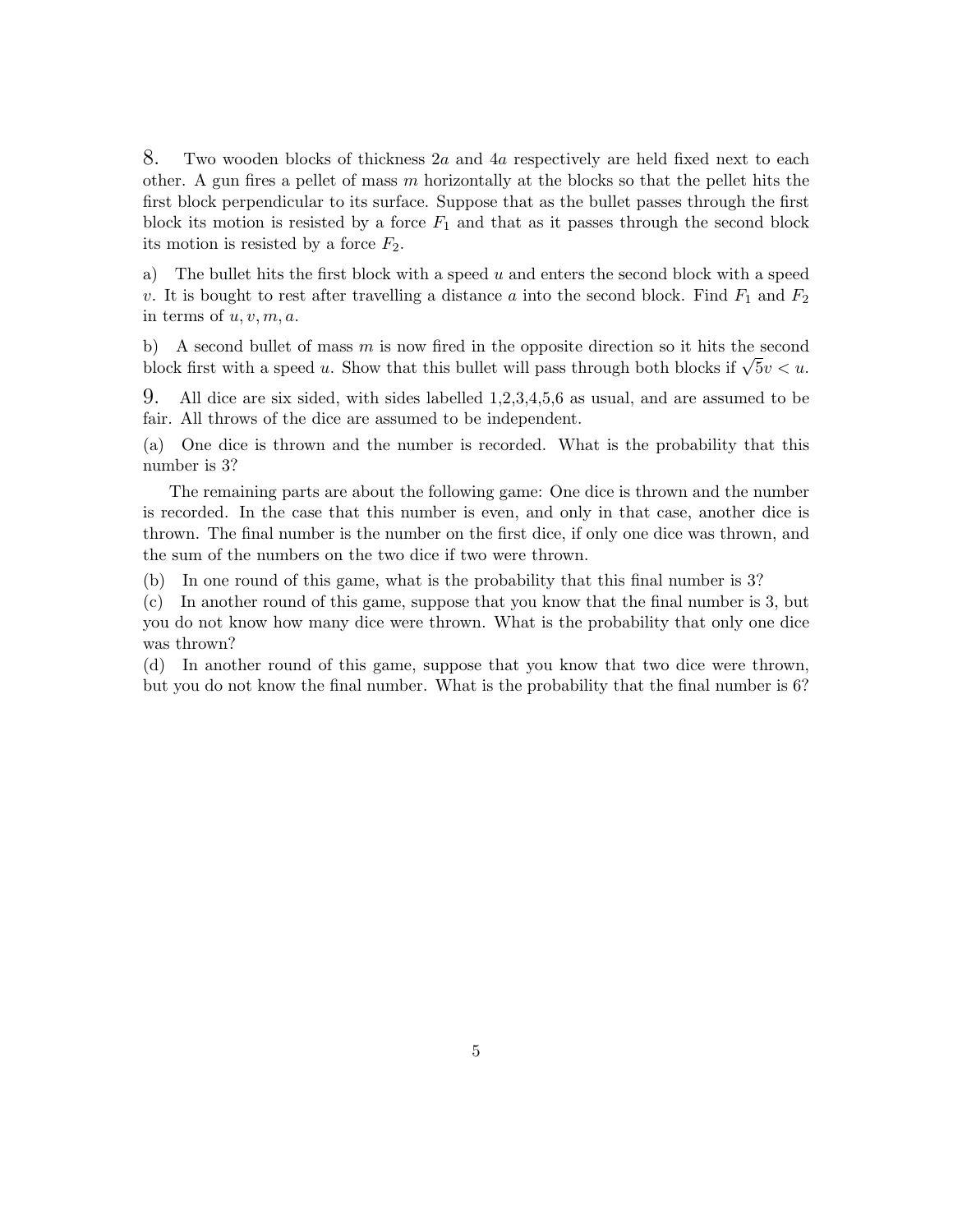8. Two wooden blocks of thickness $2a$ and $4a$ respectively are held fixed next to each other. A gun fires a pellet of mass $m$ horizontally at the blocks so that the pellet hits the first block perpendicular to its surface. Suppose that as the bullet passes through the first block its motion is resisted by a force $F_1$ and that as it passes through the second block its motion is resisted by a force $F_2$.

a) The bullet hits the first block with a speed $u$ and enters the second block with a speed $v$. It is bought to rest after travelling a distance $a$ into the second block. Find $F_1$ and $F_2$ in terms of $u, v, m, a$.

b) A second bullet of mass $m$ is now fired in the opposite direction so it hits the second block first with a speed $u$. Show that this bullet will pass through both blocks if $\sqrt{5}v < u$.

9. All dice are six sided, with sides labelled 1,2,3,4,5,6 as usual, and are assumed to be fair. All throws of the dice are assumed to be independent.

(a) One dice is thrown and the number is recorded. What is the probability that this number is 3?

The remaining parts are about the following game: One dice is thrown and the number is recorded. In the case that this number is even, and only in that case, another dice is thrown. The final number is the number on the first dice, if only one dice was thrown, and the sum of the numbers on the two dice if two were thrown.

(b) In one round of this game, what is the probability that this final number is 3?

(c) In another round of this game, suppose that you know that the final number is 3, but you do not know how many dice were thrown. What is the probability that only one dice was thrown?

(d) In another round of this game, suppose that you know that two dice were thrown, but you do not know the final number. What is the probability that the final number is 6?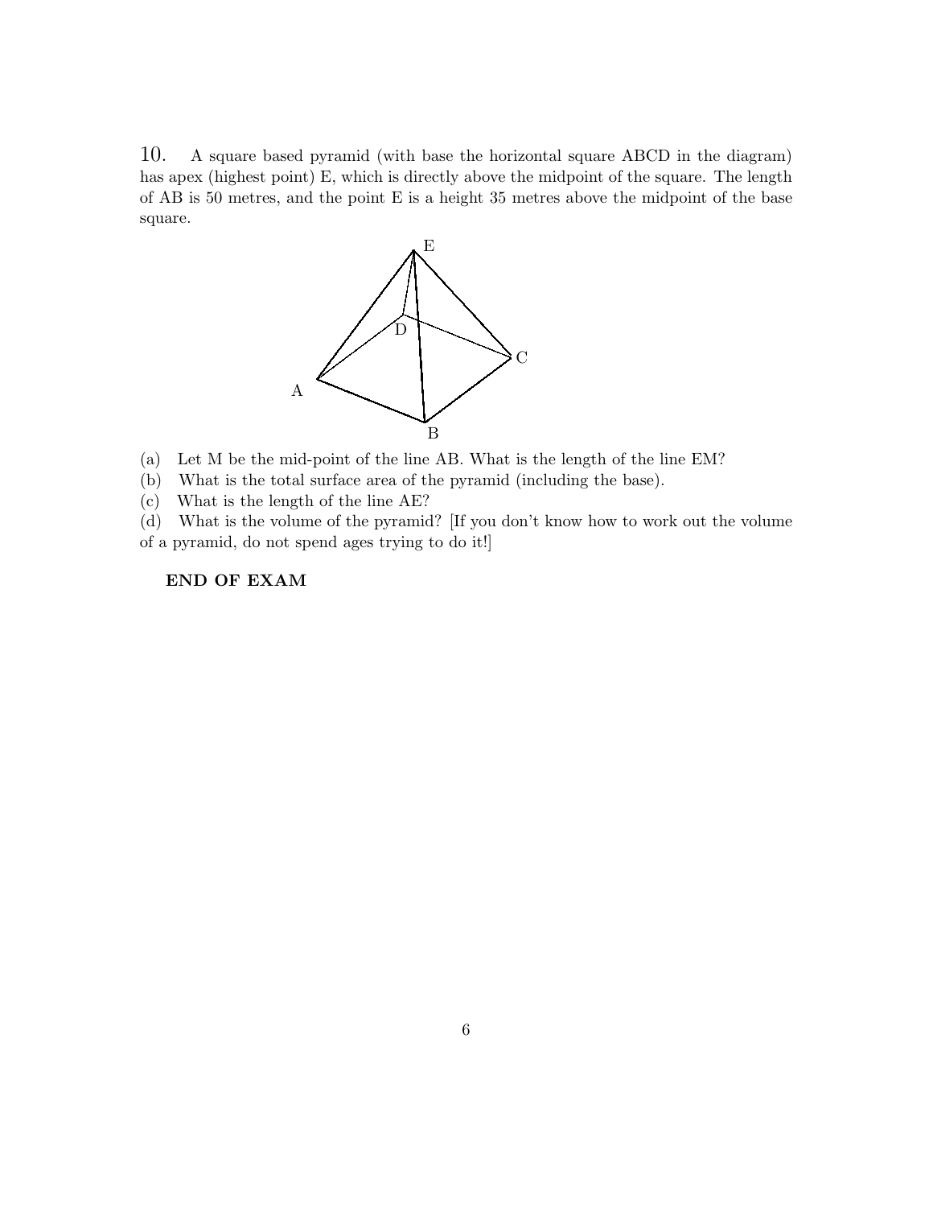10. A square based pyramid (with base the horizontal square ABCD in the diagram) has apex (highest point) E, which is directly above the midpoint of the square. The length of AB is 50 metres, and the point E is a height 35 metres above the midpoint of the base square.

E

D

C

A

B

(a) Let M be the mid-point of the line AB. What is the length of the line EM?

(b) What is the total surface area of the pyramid (including the base).

(c) What is the length of the line AE?

(d) What is the volume of the pyramid? [If you don't know how to work out the volume of a pyramid, do not spend ages trying to do it!]

**END OF EXAM**